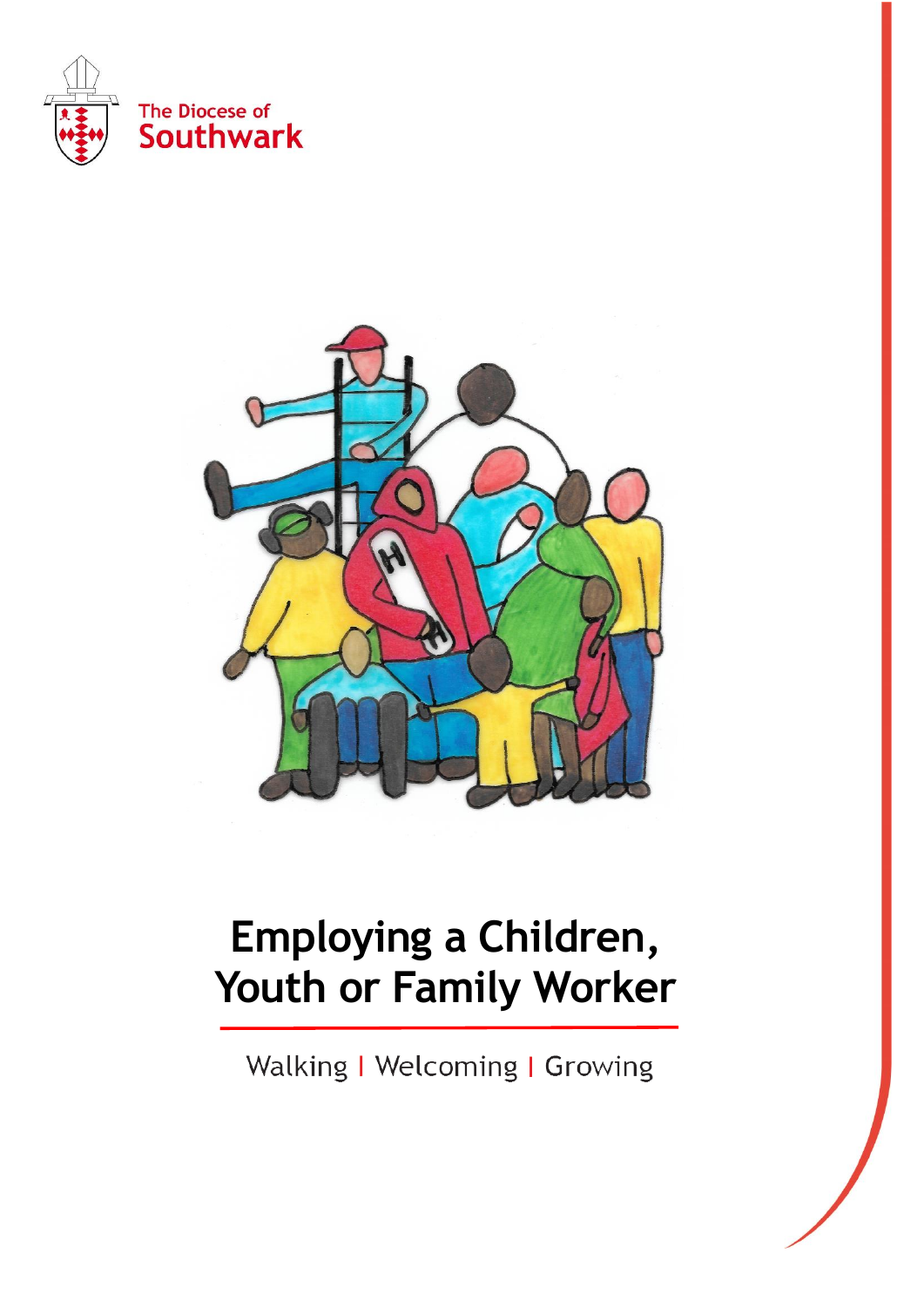The Diocese of Southwark

# Employing a Children, Youth or Family Worker

Walking | Welcoming | Growing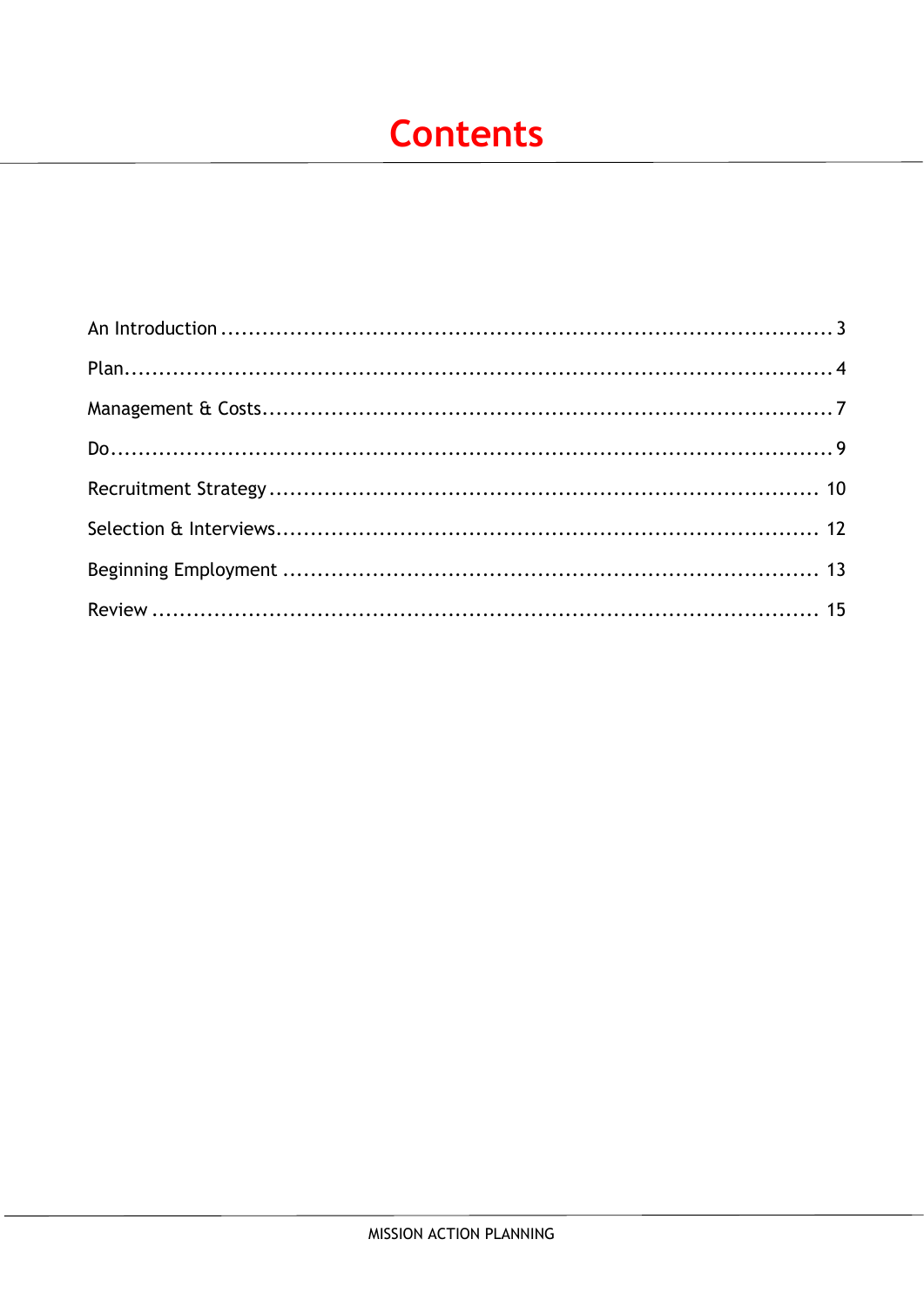# Contents

| | |
|---|---|
| An Introduction | 3 |
| Plan | 4 |
| Management & Costs | 7 |
| Do | 9 |
| Recruitment Strategy | 10 |
| Selection & Interviews | 12 |
| Beginning Employment | 13 |
| Review | 15 |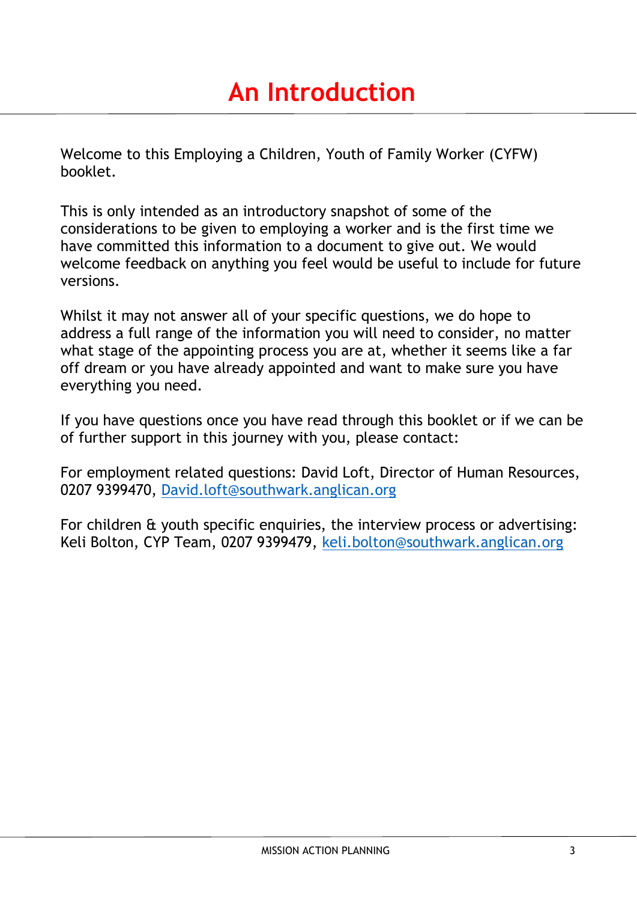# An Introduction

Welcome to this Employing a Children, Youth of Family Worker (CYFW) booklet.

This is only intended as an introductory snapshot of some of the considerations to be given to employing a worker and is the first time we have committed this information to a document to give out. We would welcome feedback on anything you feel would be useful to include for future versions.

Whilst it may not answer all of your specific questions, we do hope to address a full range of the information you will need to consider, no matter what stage of the appointing process you are at, whether it seems like a far off dream or you have already appointed and want to make sure you have everything you need.

If you have questions once you have read through this booklet or if we can be of further support in this journey with you, please contact:

For employment related questions: David Loft, Director of Human Resources, 0207 9399470, David.loft@southwark.anglican.org

For children & youth specific enquiries, the interview process or advertising: Keli Bolton, CYP Team, 0207 9399479, keli.bolton@southwark.anglican.org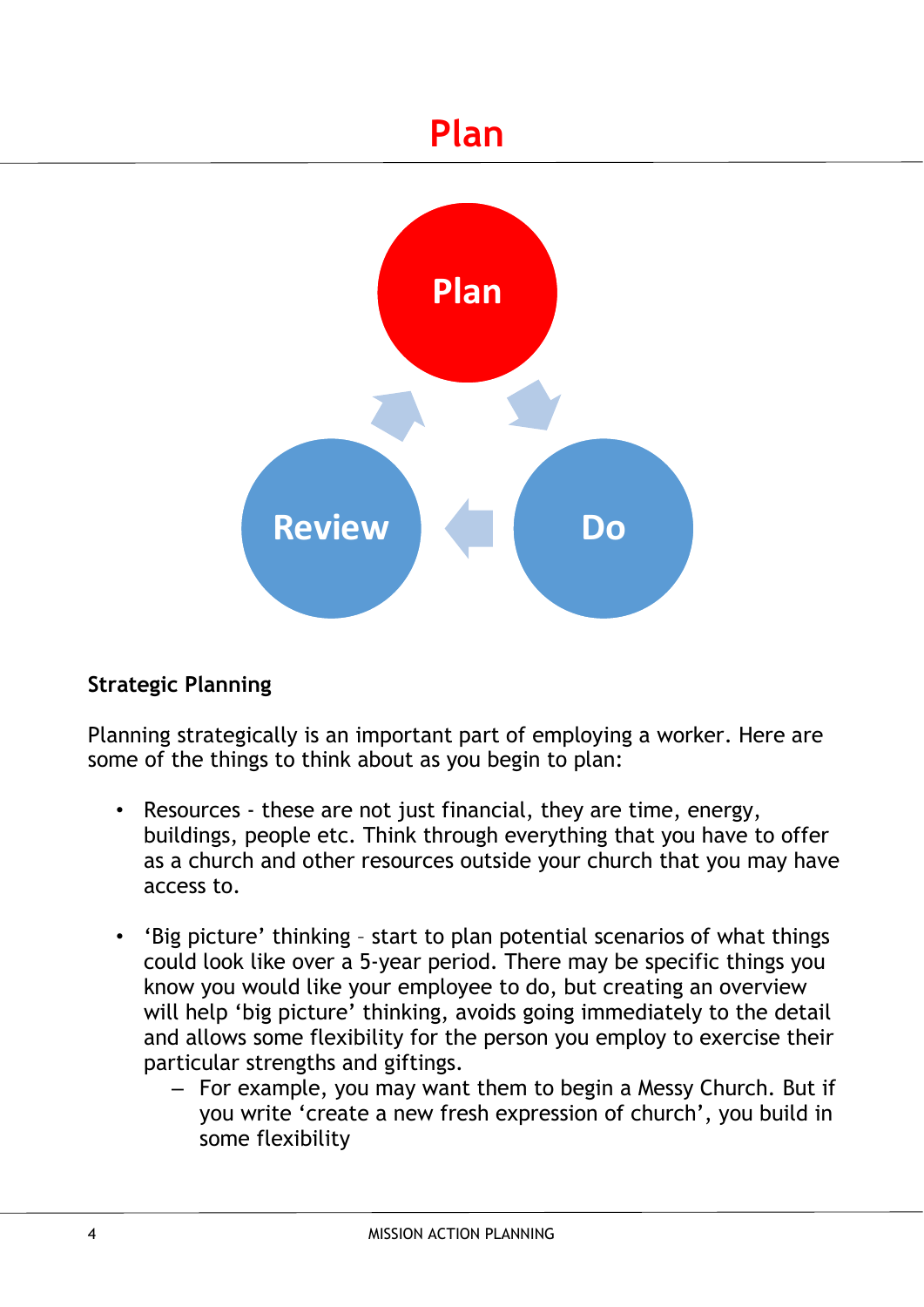# Plan

Plan

Review

Do

### Strategic Planning

Planning strategically is an important part of employing a worker. Here are some of the things to think about as you begin to plan:

- Resources - these are not just financial, they are time, energy, buildings, people etc. Think through everything that you have to offer as a church and other resources outside your church that you may have access to.

- 'Big picture' thinking – start to plan potential scenarios of what things could look like over a 5-year period. There may be specific things you know you would like your employee to do, but creating an overview will help 'big picture' thinking, avoids going immediately to the detail and allows some flexibility for the person you employ to exercise their particular strengths and giftings.
  - For example, you may want them to begin a Messy Church. But if you write 'create a new fresh expression of church', you build in some flexibility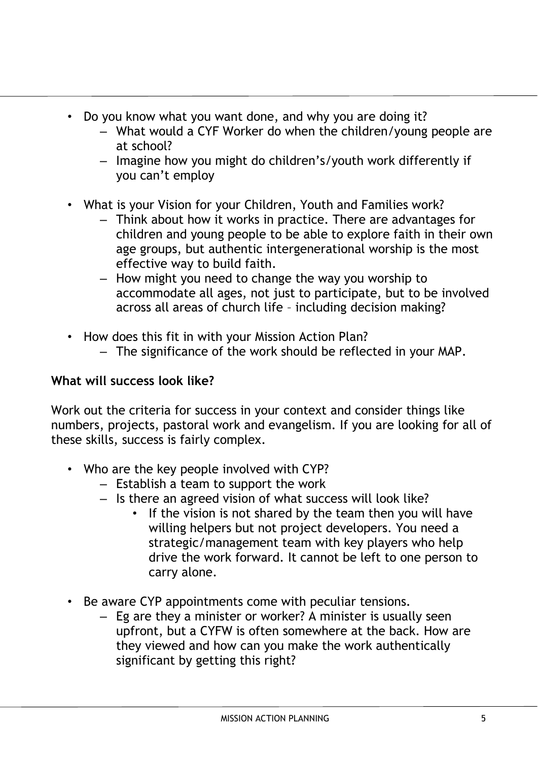- Do you know what you want done, and why you are doing it?
  - What would a CYF Worker do when the children/young people are at school?
  - Imagine how you might do children's/youth work differently if you can't employ

- What is your Vision for your Children, Youth and Families work?
  - Think about how it works in practice. There are advantages for children and young people to be able to explore faith in their own age groups, but authentic intergenerational worship is the most effective way to build faith.
  - How might you need to change the way you worship to accommodate all ages, not just to participate, but to be involved across all areas of church life – including decision making?

- How does this fit in with your Mission Action Plan?
  - The significance of the work should be reflected in your MAP.

**What will success look like?**

Work out the criteria for success in your context and consider things like numbers, projects, pastoral work and evangelism. If you are looking for all of these skills, success is fairly complex.

- Who are the key people involved with CYP?
  - Establish a team to support the work
  - Is there an agreed vision of what success will look like?
    - If the vision is not shared by the team then you will have willing helpers but not project developers. You need a strategic/management team with key players who help drive the work forward. It cannot be left to one person to carry alone.

- Be aware CYP appointments come with peculiar tensions.
  - Eg are they a minister or worker? A minister is usually seen upfront, but a CYFW is often somewhere at the back. How are they viewed and how can you make the work authentically significant by getting this right?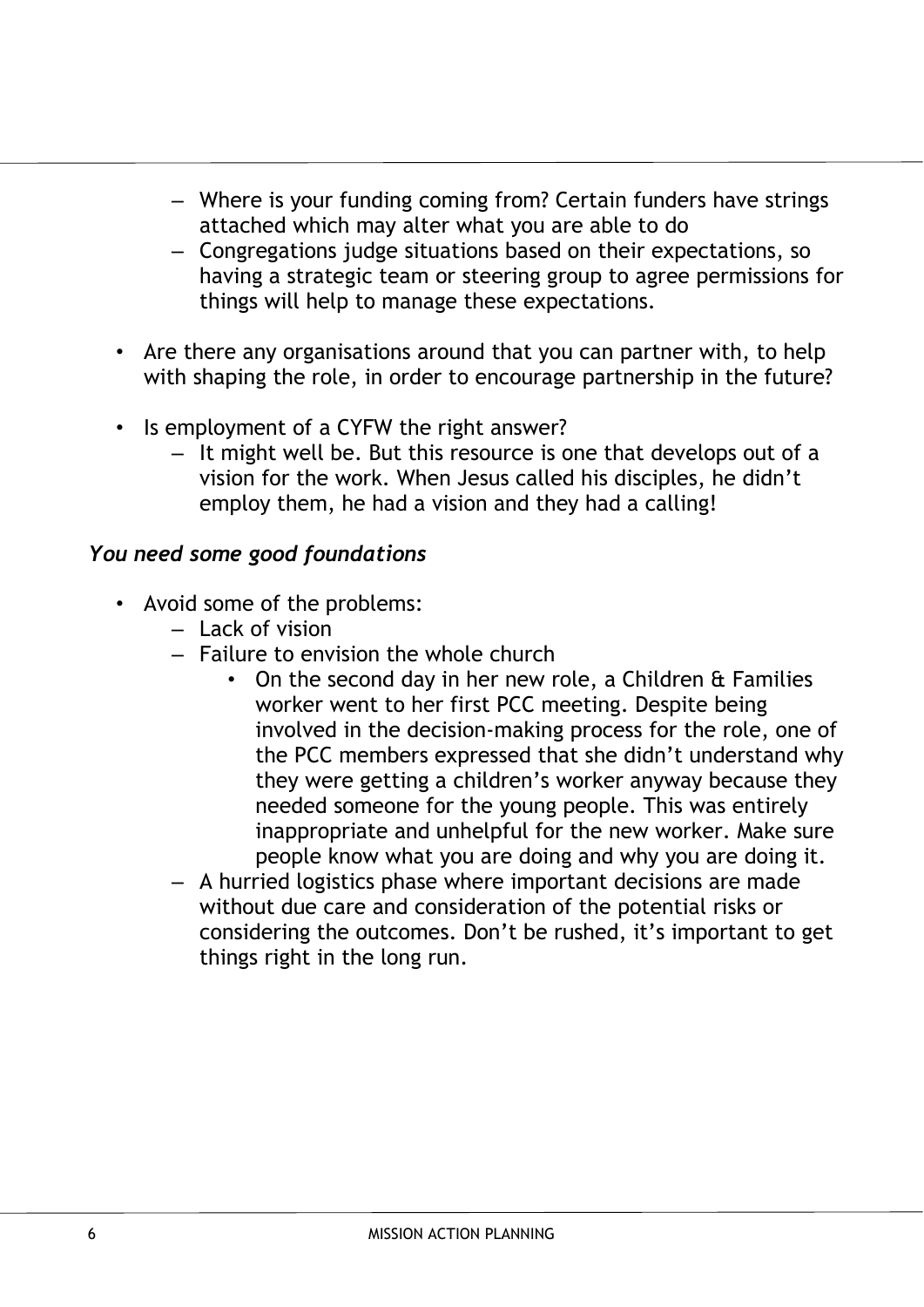- Where is your funding coming from? Certain funders have strings attached which may alter what you are able to do
  - Congregations judge situations based on their expectations, so having a strategic team or steering group to agree permissions for things will help to manage these expectations.

- Are there any organisations around that you can partner with, to help with shaping the role, in order to encourage partnership in the future?

- Is employment of a CYFW the right answer?
  - It might well be. But this resource is one that develops out of a vision for the work. When Jesus called his disciples, he didn't employ them, he had a vision and they had a calling!

### *You need some good foundations*

- Avoid some of the problems:
  - Lack of vision
  - Failure to envision the whole church
    - On the second day in her new role, a Children & Families worker went to her first PCC meeting. Despite being involved in the decision-making process for the role, one of the PCC members expressed that she didn't understand why they were getting a children's worker anyway because they needed someone for the young people. This was entirely inappropriate and unhelpful for the new worker. Make sure people know what you are doing and why you are doing it.
  - A hurried logistics phase where important decisions are made without due care and consideration of the potential risks or considering the outcomes. Don't be rushed, it's important to get things right in the long run.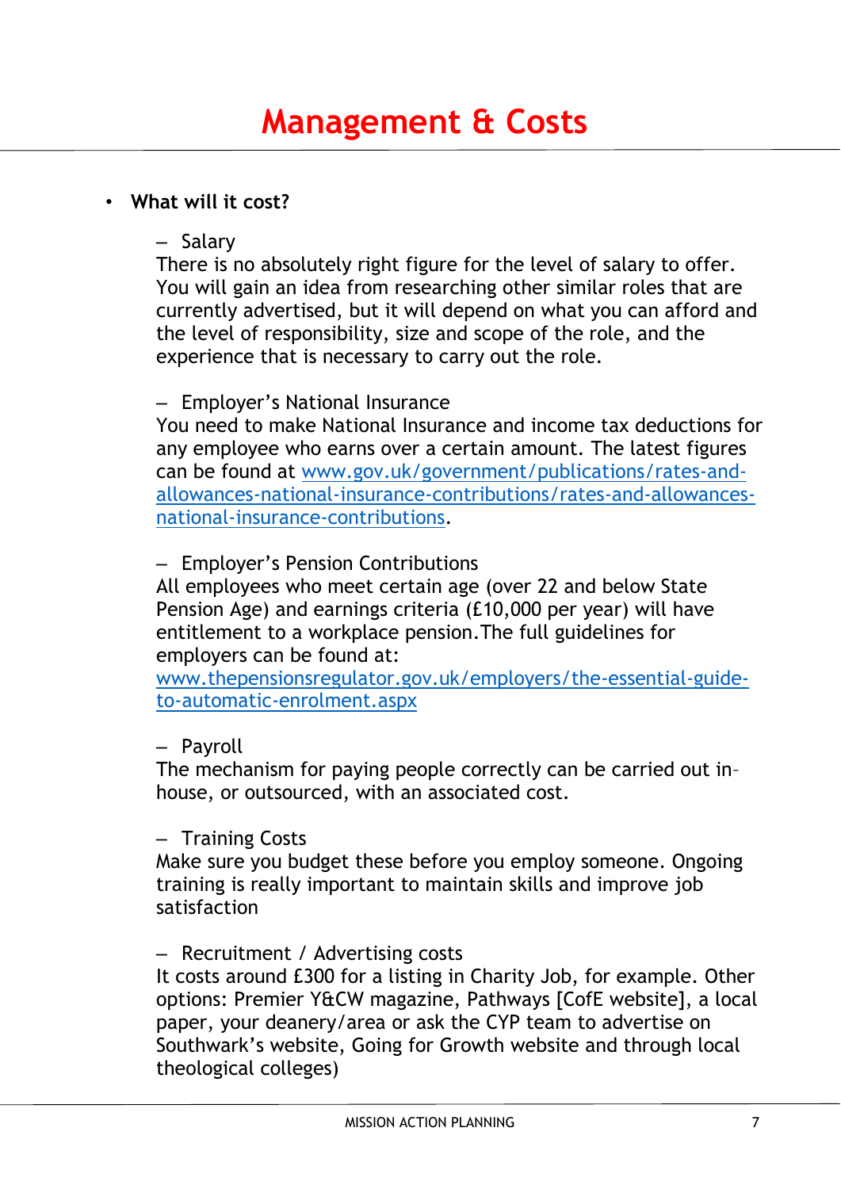# Management & Costs

- **What will it cost?**

  - Salary

    There is no absolutely right figure for the level of salary to offer. You will gain an idea from researching other similar roles that are currently advertised, but it will depend on what you can afford and the level of responsibility, size and scope of the role, and the experience that is necessary to carry out the role.

  - Employer's National Insurance

    You need to make National Insurance and income tax deductions for any employee who earns over a certain amount. The latest figures can be found at [www.gov.uk/government/publications/rates-and-allowances-national-insurance-contributions/rates-and-allowances-national-insurance-contributions](www.gov.uk/government/publications/rates-and-allowances-national-insurance-contributions/rates-and-allowances-national-insurance-contributions).

  - Employer's Pension Contributions

    All employees who meet certain age (over 22 and below State Pension Age) and earnings criteria (£10,000 per year) will have entitlement to a workplace pension.The full guidelines for employers can be found at: [www.thepensionsregulator.gov.uk/employers/the-essential-guide-to-automatic-enrolment.aspx](www.thepensionsregulator.gov.uk/employers/the-essential-guide-to-automatic-enrolment.aspx)

  - Payroll

    The mechanism for paying people correctly can be carried out in-house, or outsourced, with an associated cost.

  - Training Costs

    Make sure you budget these before you employ someone. Ongoing training is really important to maintain skills and improve job satisfaction

  - Recruitment / Advertising costs

    It costs around £300 for a listing in Charity Job, for example. Other options: Premier Y&CW magazine, Pathways [CofE website], a local paper, your deanery/area or ask the CYP team to advertise on Southwark's website, Going for Growth website and through local theological colleges)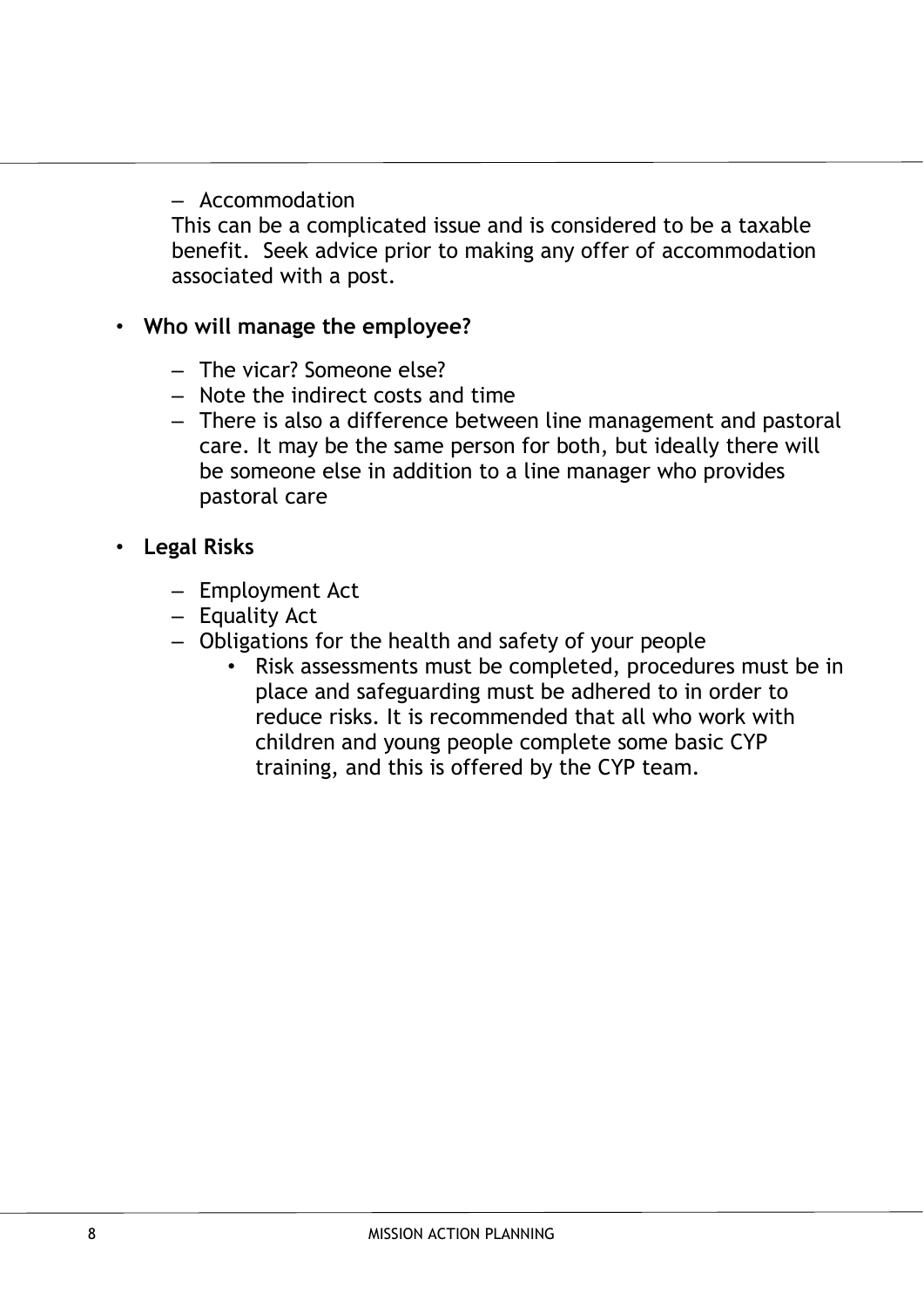- Accommodation

  This can be a complicated issue and is considered to be a taxable benefit. Seek advice prior to making any offer of accommodation associated with a post.

- **Who will manage the employee?**
  - The vicar? Someone else?
  - Note the indirect costs and time
  - There is also a difference between line management and pastoral care. It may be the same person for both, but ideally there will be someone else in addition to a line manager who provides pastoral care

- **Legal Risks**
  - Employment Act
  - Equality Act
  - Obligations for the health and safety of your people
    - Risk assessments must be completed, procedures must be in place and safeguarding must be adhered to in order to reduce risks. It is recommended that all who work with children and young people complete some basic CYP training, and this is offered by the CYP team.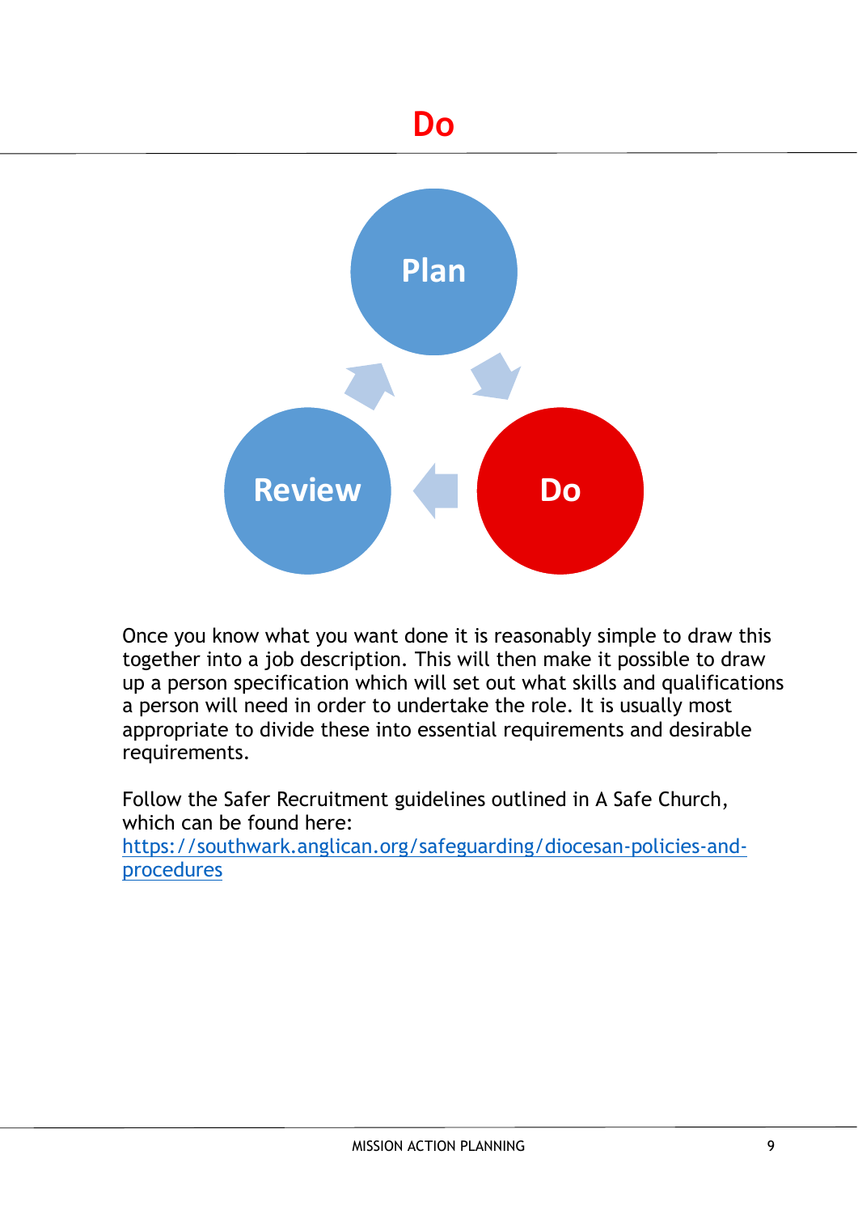# Do

Once you know what you want done it is reasonably simple to draw this together into a job description. This will then make it possible to draw up a person specification which will set out what skills and qualifications a person will need in order to undertake the role. It is usually most appropriate to divide these into essential requirements and desirable requirements.

Follow the Safer Recruitment guidelines outlined in A Safe Church, which can be found here: [https://southwark.anglican.org/safeguarding/diocesan-policies-and-procedures](https://southwark.anglican.org/safeguarding/diocesan-policies-and-procedures)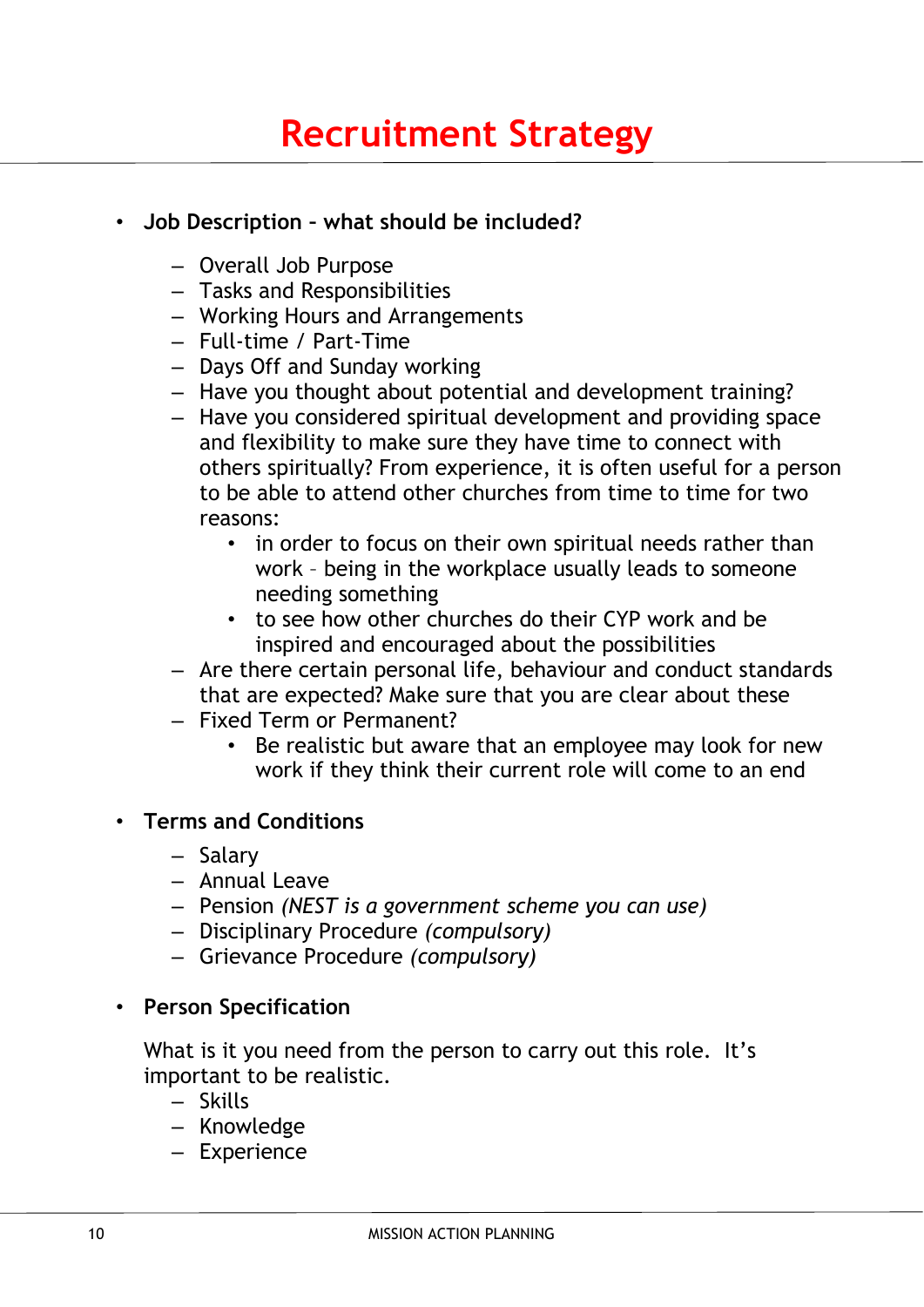# Recruitment Strategy

- **Job Description – what should be included?**
  - Overall Job Purpose
  - Tasks and Responsibilities
  - Working Hours and Arrangements
  - Full-time / Part-Time
  - Days Off and Sunday working
  - Have you thought about potential and development training?
  - Have you considered spiritual development and providing space and flexibility to make sure they have time to connect with others spiritually? From experience, it is often useful for a person to be able to attend other churches from time to time for two reasons:
    - in order to focus on their own spiritual needs rather than work – being in the workplace usually leads to someone needing something
    - to see how other churches do their CYP work and be inspired and encouraged about the possibilities
  - Are there certain personal life, behaviour and conduct standards that are expected? Make sure that you are clear about these
  - Fixed Term or Permanent?
    - Be realistic but aware that an employee may look for new work if they think their current role will come to an end

- **Terms and Conditions**
  - Salary
  - Annual Leave
  - Pension *(NEST is a government scheme you can use)*
  - Disciplinary Procedure *(compulsory)*
  - Grievance Procedure *(compulsory)*

- **Person Specification**

  What is it you need from the person to carry out this role. It's important to be realistic.
  - Skills
  - Knowledge
  - Experience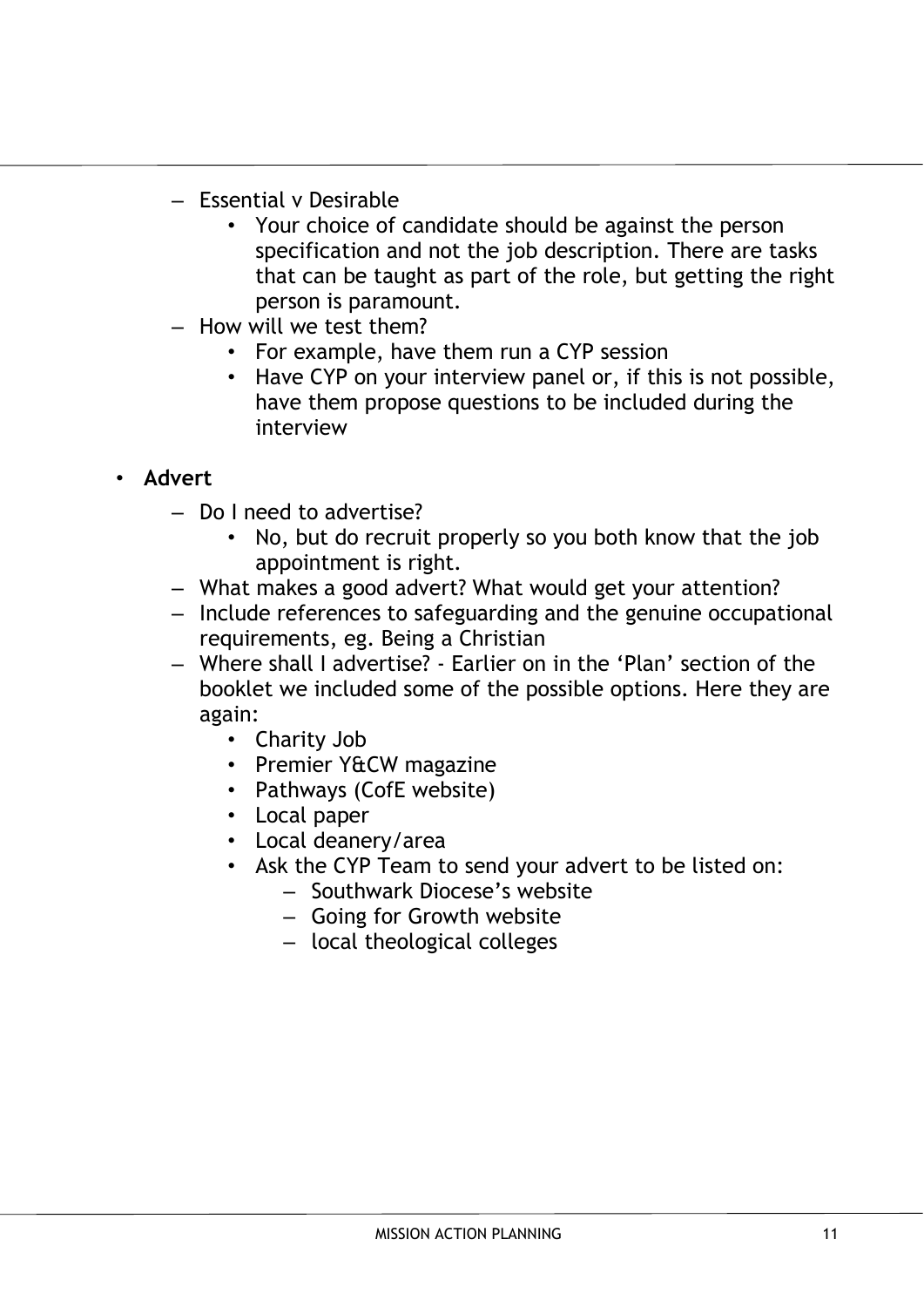- Essential v Desirable
  - Your choice of candidate should be against the person specification and not the job description. There are tasks that can be taught as part of the role, but getting the right person is paramount.
- How will we test them?
  - For example, have them run a CYP session
  - Have CYP on your interview panel or, if this is not possible, have them propose questions to be included during the interview

- **Advert**
  - Do I need to advertise?
    - No, but do recruit properly so you both know that the job appointment is right.
  - What makes a good advert? What would get your attention?
  - Include references to safeguarding and the genuine occupational requirements, eg. Being a Christian
  - Where shall I advertise? - Earlier on in the 'Plan' section of the booklet we included some of the possible options. Here they are again:
    - Charity Job
    - Premier Y&CW magazine
    - Pathways (CofE website)
    - Local paper
    - Local deanery/area
    - Ask the CYP Team to send your advert to be listed on:
      - Southwark Diocese's website
      - Going for Growth website
      - local theological colleges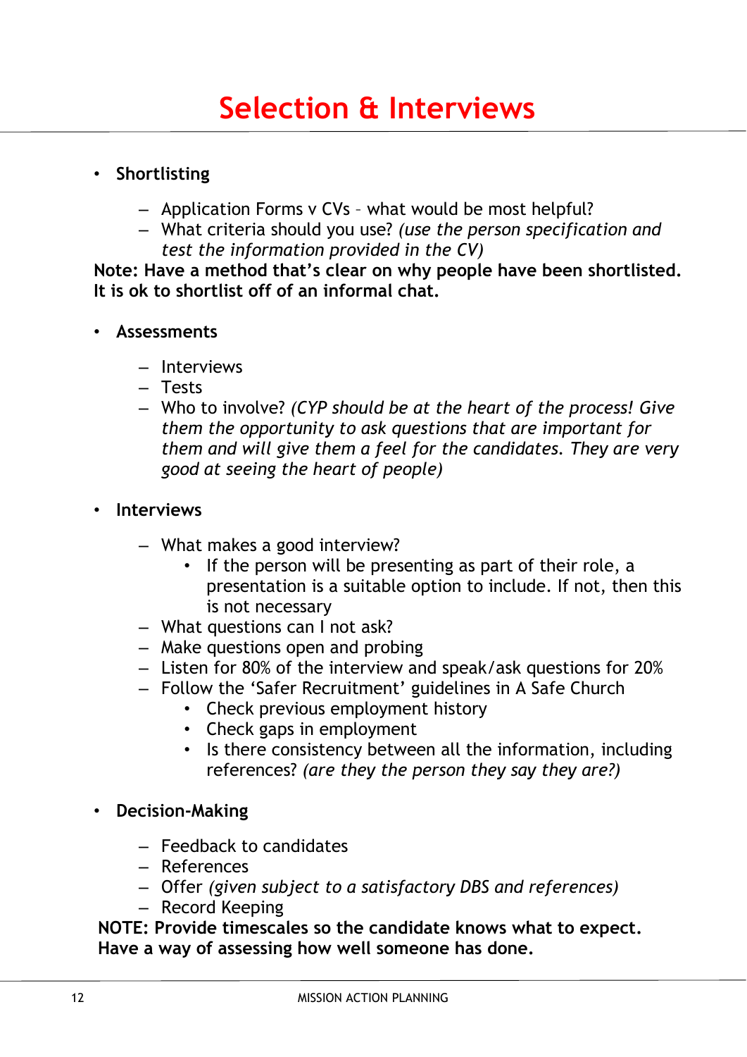# Selection & Interviews

- **Shortlisting**
  - Application Forms v CVs – what would be most helpful?
  - What criteria should you use? *(use the person specification and test the information provided in the CV)*

**Note: Have a method that's clear on why people have been shortlisted. It is ok to shortlist off of an informal chat.**

- **Assessments**
  - Interviews
  - Tests
  - Who to involve? *(CYP should be at the heart of the process! Give them the opportunity to ask questions that are important for them and will give them a feel for the candidates. They are very good at seeing the heart of people)*

- **Interviews**
  - What makes a good interview?
    - If the person will be presenting as part of their role, a presentation is a suitable option to include. If not, then this is not necessary
  - What questions can I not ask?
  - Make questions open and probing
  - Listen for 80% of the interview and speak/ask questions for 20%
  - Follow the 'Safer Recruitment' guidelines in A Safe Church
    - Check previous employment history
    - Check gaps in employment
    - Is there consistency between all the information, including references? *(are they the person they say they are?)*

- **Decision-Making**
  - Feedback to candidates
  - References
  - Offer *(given subject to a satisfactory DBS and references)*
  - Record Keeping

**NOTE: Provide timescales so the candidate knows what to expect. Have a way of assessing how well someone has done.**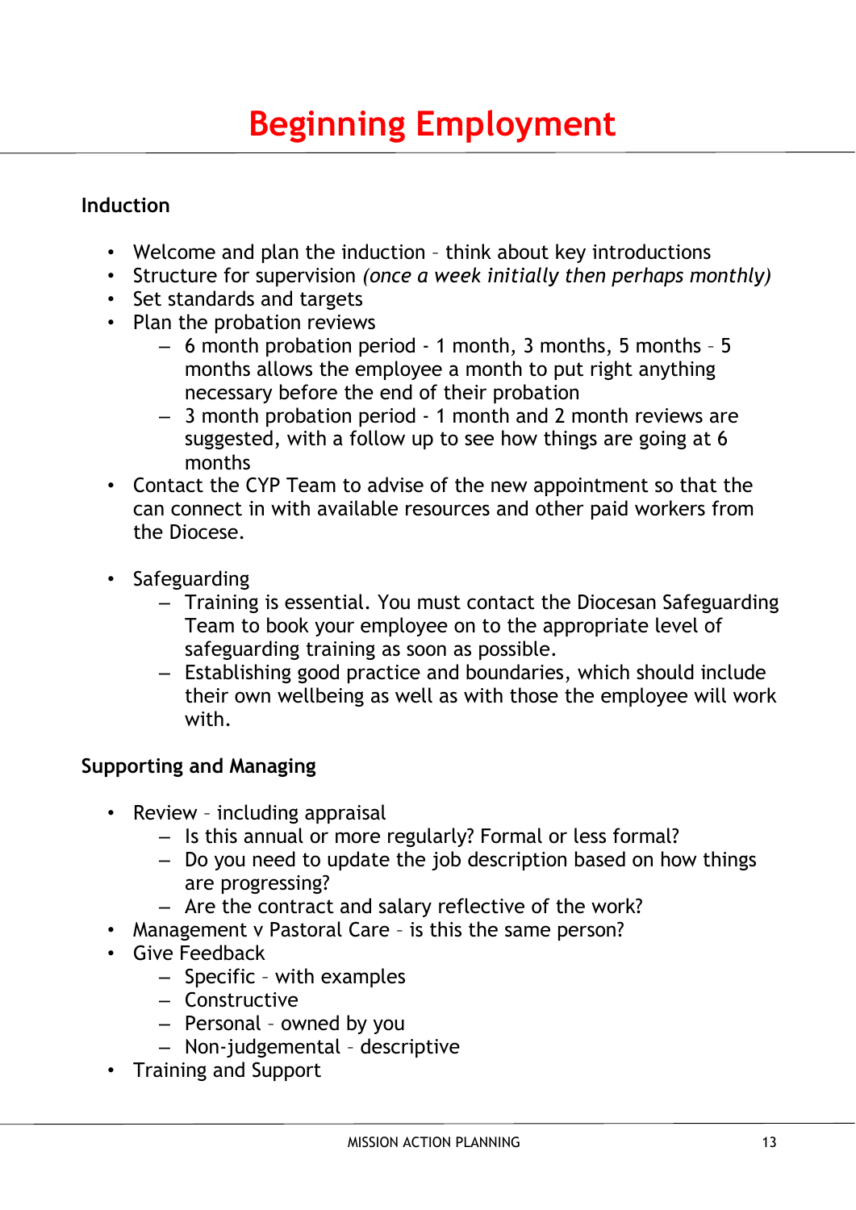# Beginning Employment

**Induction**

- Welcome and plan the induction – think about key introductions
- Structure for supervision *(once a week initially then perhaps monthly)*
- Set standards and targets
- Plan the probation reviews
    - 6 month probation period - 1 month, 3 months, 5 months – 5 months allows the employee a month to put right anything necessary before the end of their probation
    - 3 month probation period - 1 month and 2 month reviews are suggested, with a follow up to see how things are going at 6 months
- Contact the CYP Team to advise of the new appointment so that the can connect in with available resources and other paid workers from the Diocese.

- Safeguarding
    - Training is essential. You must contact the Diocesan Safeguarding Team to book your employee on to the appropriate level of safeguarding training as soon as possible.
    - Establishing good practice and boundaries, which should include their own wellbeing as well as with those the employee will work with.

**Supporting and Managing**

- Review – including appraisal
    - Is this annual or more regularly? Formal or less formal?
    - Do you need to update the job description based on how things are progressing?
    - Are the contract and salary reflective of the work?
- Management v Pastoral Care – is this the same person?
- Give Feedback
    - Specific – with examples
    - Constructive
    - Personal – owned by you
    - Non-judgemental – descriptive
- Training and Support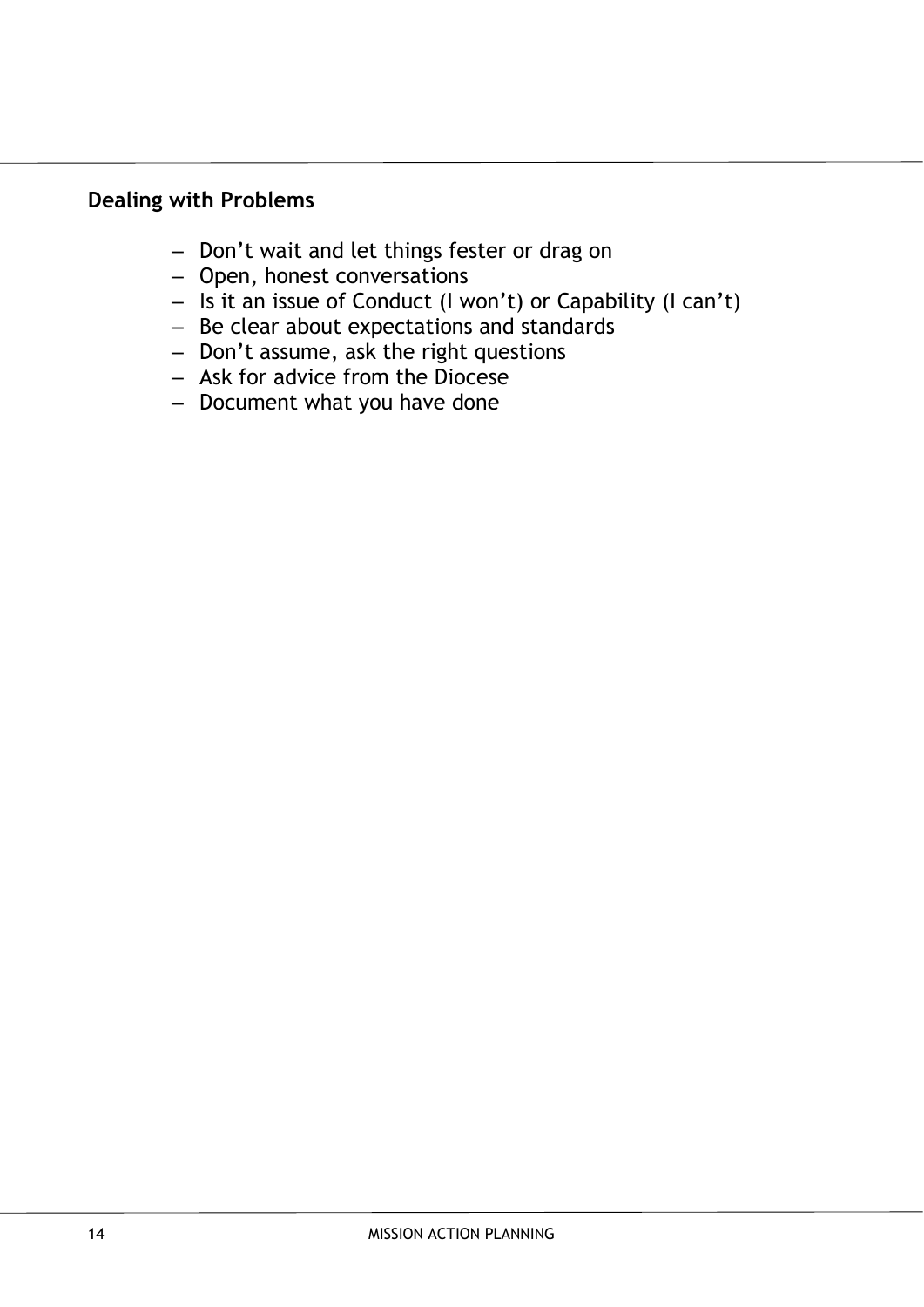## Dealing with Problems

- Don’t wait and let things fester or drag on
- Open, honest conversations
- Is it an issue of Conduct (I won’t) or Capability (I can’t)
- Be clear about expectations and standards
- Don’t assume, ask the right questions
- Ask for advice from the Diocese
- Document what you have done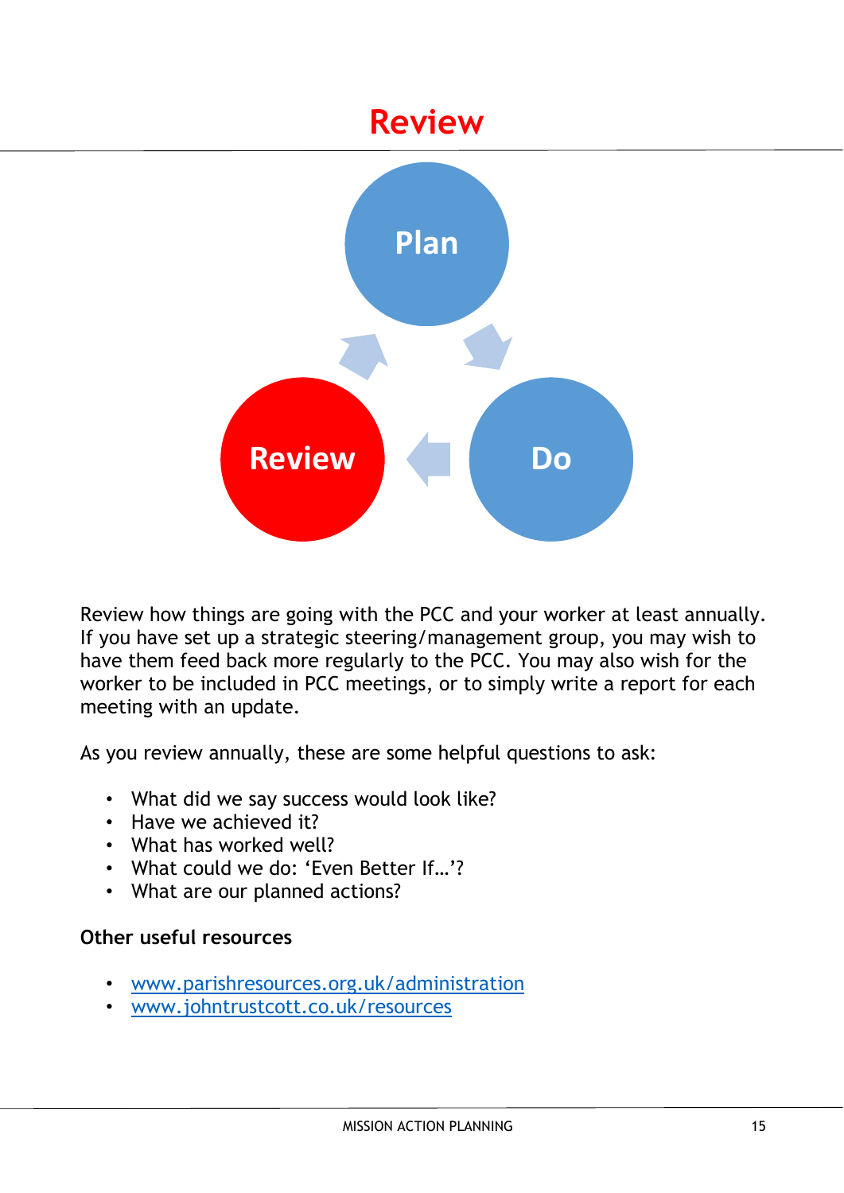# Review

Plan

Do

Review

Review how things are going with the PCC and your worker at least annually. If you have set up a strategic steering/management group, you may wish to have them feed back more regularly to the PCC. You may also wish for the worker to be included in PCC meetings, or to simply write a report for each meeting with an update.

As you review annually, these are some helpful questions to ask:

- What did we say success would look like?
- Have we achieved it?
- What has worked well?
- What could we do: 'Even Better If…'?
- What are our planned actions?

**Other useful resources**

- [www.parishresources.org.uk/administration](http://www.parishresources.org.uk/administration)
- [www.johntrustcott.co.uk/resources](http://www.johntrustcott.co.uk/resources)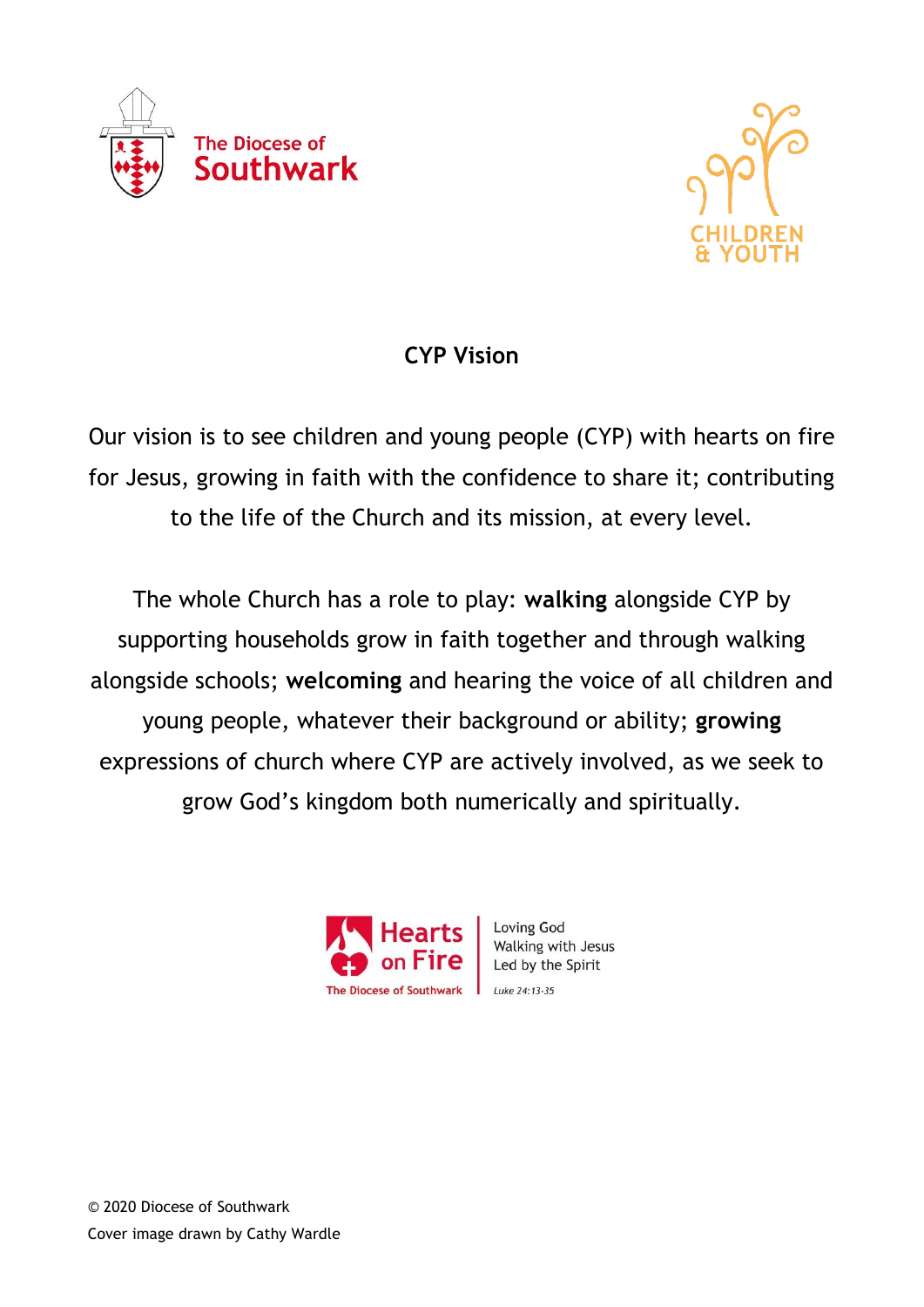The Diocese of Southwark

CHILDREN & YOUTH

## CYP Vision

Our vision is to see children and young people (CYP) with hearts on fire for Jesus, growing in faith with the confidence to share it; contributing to the life of the Church and its mission, at every level.

The whole Church has a role to play: **walking** alongside CYP by supporting households grow in faith together and through walking alongside schools; **welcoming** and hearing the voice of all children and young people, whatever their background or ability; **growing** expressions of church where CYP are actively involved, as we seek to grow God's kingdom both numerically and spiritually.

Hearts on Fire
The Diocese of Southwark

Loving God
Walking with Jesus
Led by the Spirit

*Luke 24:13-35*

© 2020 Diocese of Southwark
Cover image drawn by Cathy Wardle